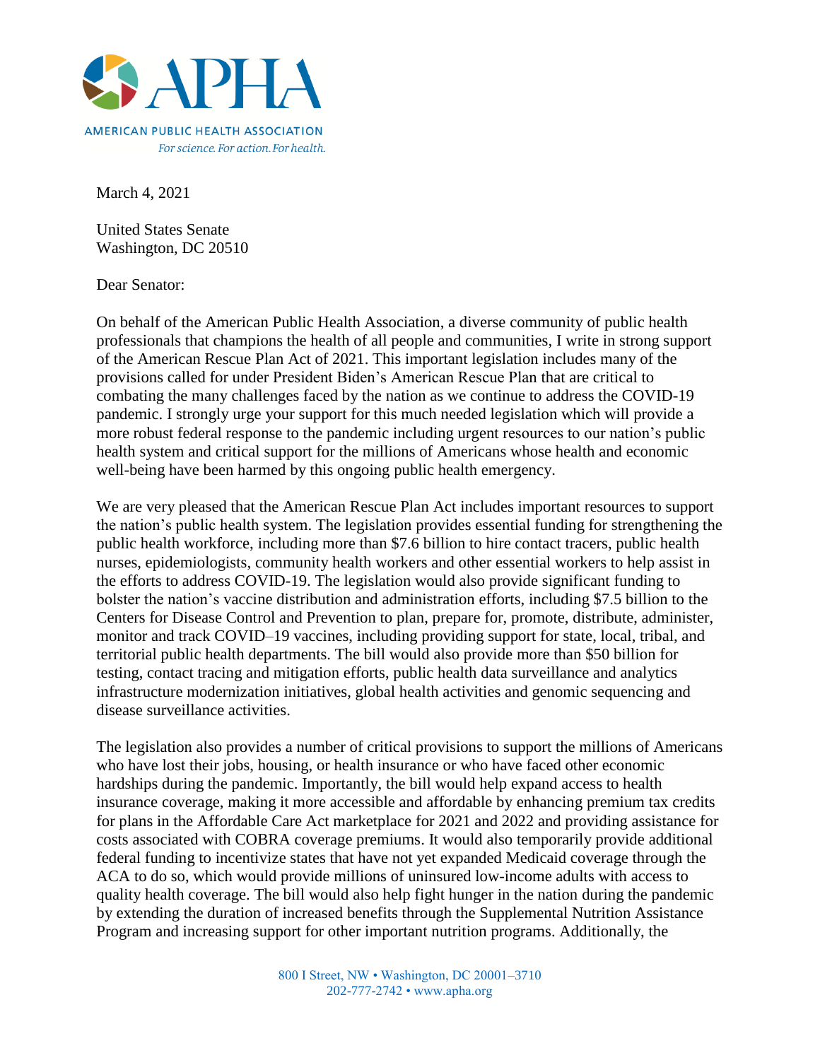# APHA

AMERICAN PUBLIC HEALTH ASSOCIATION

*For science. For action. For health.*

March 4, 2021

United States Senate
Washington, DC 20510

Dear Senator:

On behalf of the American Public Health Association, a diverse community of public health professionals that champions the health of all people and communities, I write in strong support of the American Rescue Plan Act of 2021. This important legislation includes many of the provisions called for under President Biden's American Rescue Plan that are critical to combating the many challenges faced by the nation as we continue to address the COVID-19 pandemic. I strongly urge your support for this much needed legislation which will provide a more robust federal response to the pandemic including urgent resources to our nation's public health system and critical support for the millions of Americans whose health and economic well-being have been harmed by this ongoing public health emergency.

We are very pleased that the American Rescue Plan Act includes important resources to support the nation's public health system. The legislation provides essential funding for strengthening the public health workforce, including more than $7.6 billion to hire contact tracers, public health nurses, epidemiologists, community health workers and other essential workers to help assist in the efforts to address COVID-19. The legislation would also provide significant funding to bolster the nation's vaccine distribution and administration efforts, including $7.5 billion to the Centers for Disease Control and Prevention to plan, prepare for, promote, distribute, administer, monitor and track COVID–19 vaccines, including providing support for state, local, tribal, and territorial public health departments. The bill would also provide more than $50 billion for testing, contact tracing and mitigation efforts, public health data surveillance and analytics infrastructure modernization initiatives, global health activities and genomic sequencing and disease surveillance activities.

The legislation also provides a number of critical provisions to support the millions of Americans who have lost their jobs, housing, or health insurance or who have faced other economic hardships during the pandemic. Importantly, the bill would help expand access to health insurance coverage, making it more accessible and affordable by enhancing premium tax credits for plans in the Affordable Care Act marketplace for 2021 and 2022 and providing assistance for costs associated with COBRA coverage premiums. It would also temporarily provide additional federal funding to incentivize states that have not yet expanded Medicaid coverage through the ACA to do so, which would provide millions of uninsured low-income adults with access to quality health coverage. The bill would also help fight hunger in the nation during the pandemic by extending the duration of increased benefits through the Supplemental Nutrition Assistance Program and increasing support for other important nutrition programs. Additionally, the

800 I Street, NW • Washington, DC 20001–3710
202-777-2742 • www.apha.org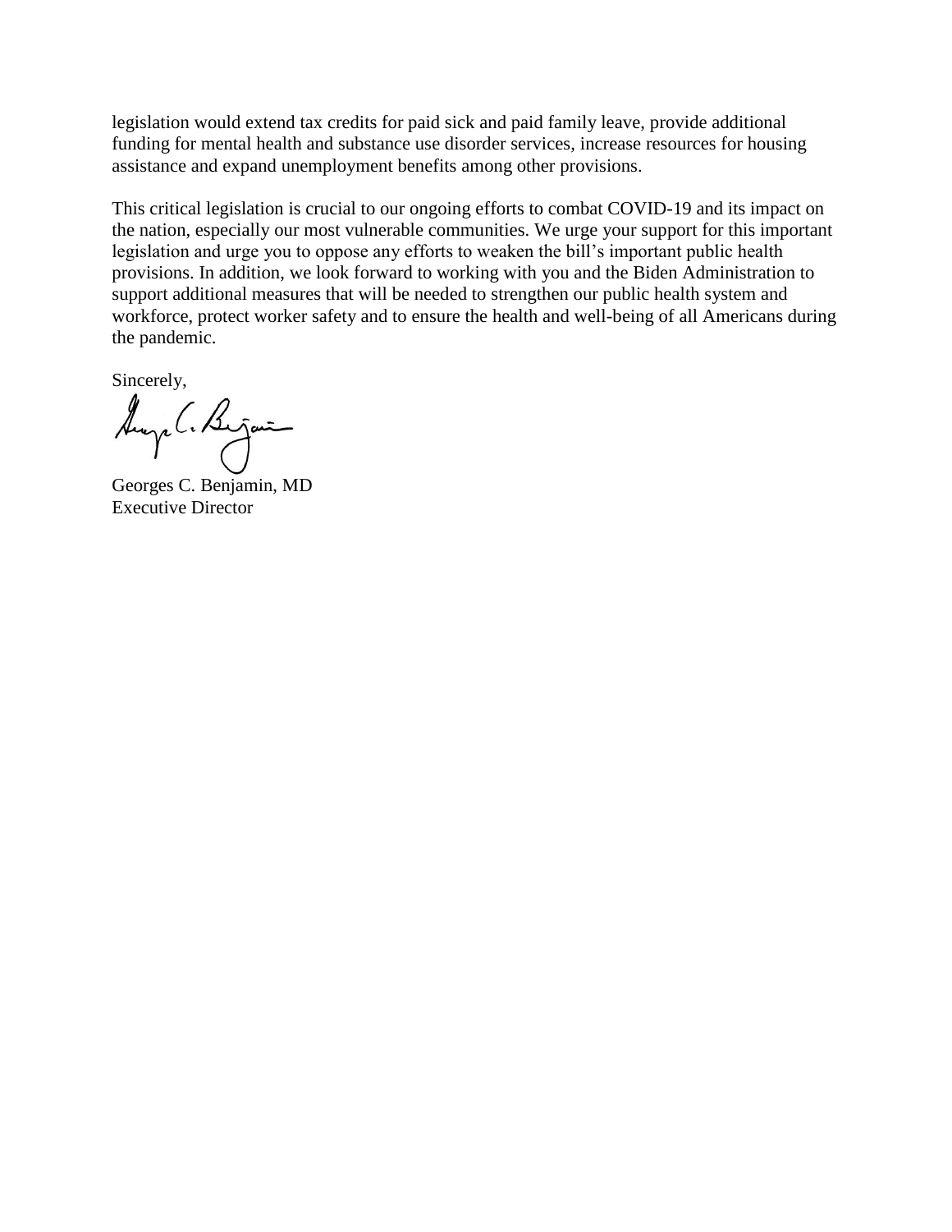legislation would extend tax credits for paid sick and paid family leave, provide additional funding for mental health and substance use disorder services, increase resources for housing assistance and expand unemployment benefits among other provisions.

This critical legislation is crucial to our ongoing efforts to combat COVID-19 and its impact on the nation, especially our most vulnerable communities. We urge your support for this important legislation and urge you to oppose any efforts to weaken the bill's important public health provisions. In addition, we look forward to working with you and the Biden Administration to support additional measures that will be needed to strengthen our public health system and workforce, protect worker safety and to ensure the health and well-being of all Americans during the pandemic.

Sincerely,

Georges C. Benjamin, MD
Executive Director